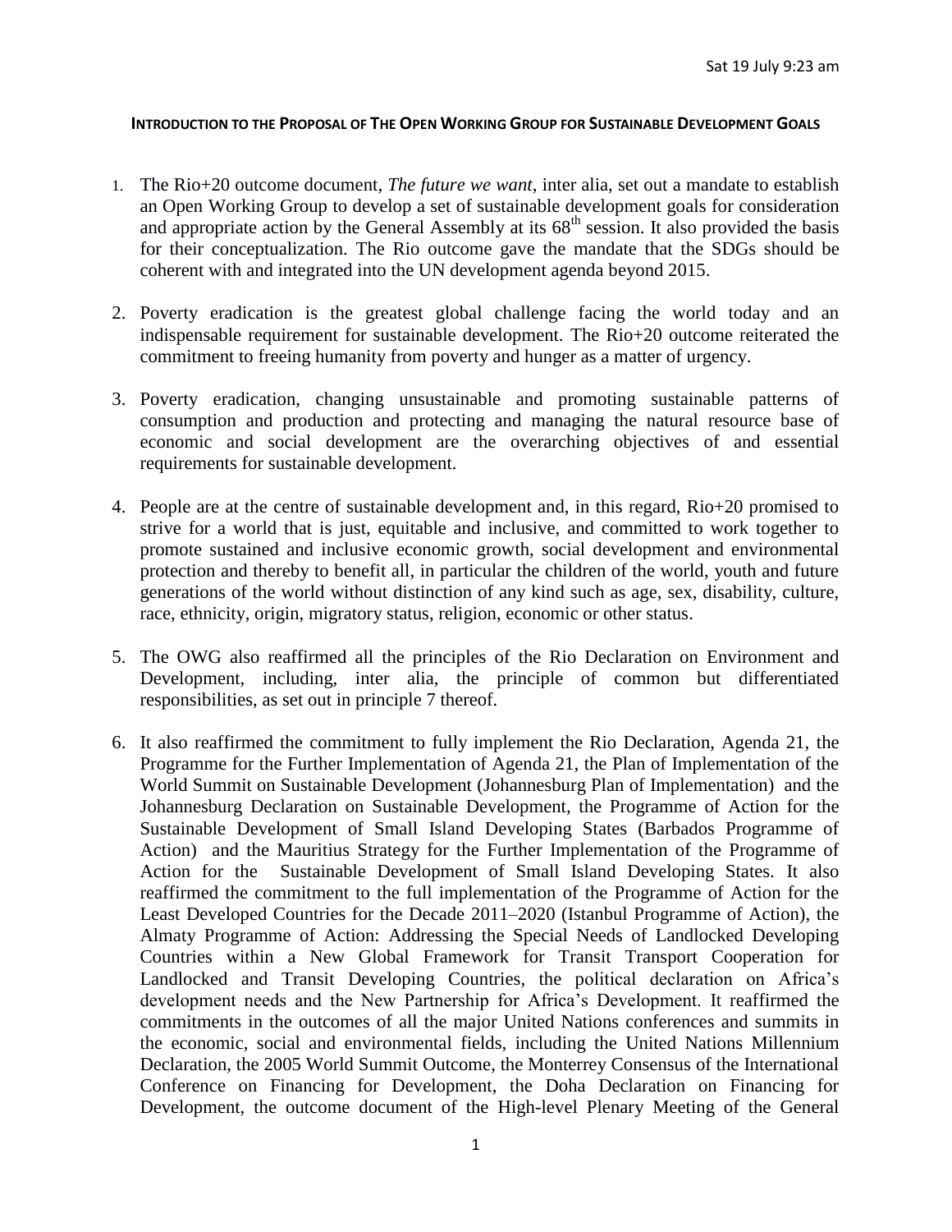Sat 19 July 9:23 am

# INTRODUCTION TO THE PROPOSAL OF THE OPEN WORKING GROUP FOR SUSTAINABLE DEVELOPMENT GOALS

1. The Rio+20 outcome document, *The future we want*, inter alia, set out a mandate to establish an Open Working Group to develop a set of sustainable development goals for consideration and appropriate action by the General Assembly at its 68th session. It also provided the basis for their conceptualization. The Rio outcome gave the mandate that the SDGs should be coherent with and integrated into the UN development agenda beyond 2015.

2. Poverty eradication is the greatest global challenge facing the world today and an indispensable requirement for sustainable development. The Rio+20 outcome reiterated the commitment to freeing humanity from poverty and hunger as a matter of urgency.

3. Poverty eradication, changing unsustainable and promoting sustainable patterns of consumption and production and protecting and managing the natural resource base of economic and social development are the overarching objectives of and essential requirements for sustainable development.

4. People are at the centre of sustainable development and, in this regard, Rio+20 promised to strive for a world that is just, equitable and inclusive, and committed to work together to promote sustained and inclusive economic growth, social development and environmental protection and thereby to benefit all, in particular the children of the world, youth and future generations of the world without distinction of any kind such as age, sex, disability, culture, race, ethnicity, origin, migratory status, religion, economic or other status.

5. The OWG also reaffirmed all the principles of the Rio Declaration on Environment and Development, including, inter alia, the principle of common but differentiated responsibilities, as set out in principle 7 thereof.

6. It also reaffirmed the commitment to fully implement the Rio Declaration, Agenda 21, the Programme for the Further Implementation of Agenda 21, the Plan of Implementation of the World Summit on Sustainable Development (Johannesburg Plan of Implementation) and the Johannesburg Declaration on Sustainable Development, the Programme of Action for the Sustainable Development of Small Island Developing States (Barbados Programme of Action) and the Mauritius Strategy for the Further Implementation of the Programme of Action for the Sustainable Development of Small Island Developing States. It also reaffirmed the commitment to the full implementation of the Programme of Action for the Least Developed Countries for the Decade 2011–2020 (Istanbul Programme of Action), the Almaty Programme of Action: Addressing the Special Needs of Landlocked Developing Countries within a New Global Framework for Transit Transport Cooperation for Landlocked and Transit Developing Countries, the political declaration on Africa's development needs and the New Partnership for Africa's Development. It reaffirmed the commitments in the outcomes of all the major United Nations conferences and summits in the economic, social and environmental fields, including the United Nations Millennium Declaration, the 2005 World Summit Outcome, the Monterrey Consensus of the International Conference on Financing for Development, the Doha Declaration on Financing for Development, the outcome document of the High-level Plenary Meeting of the General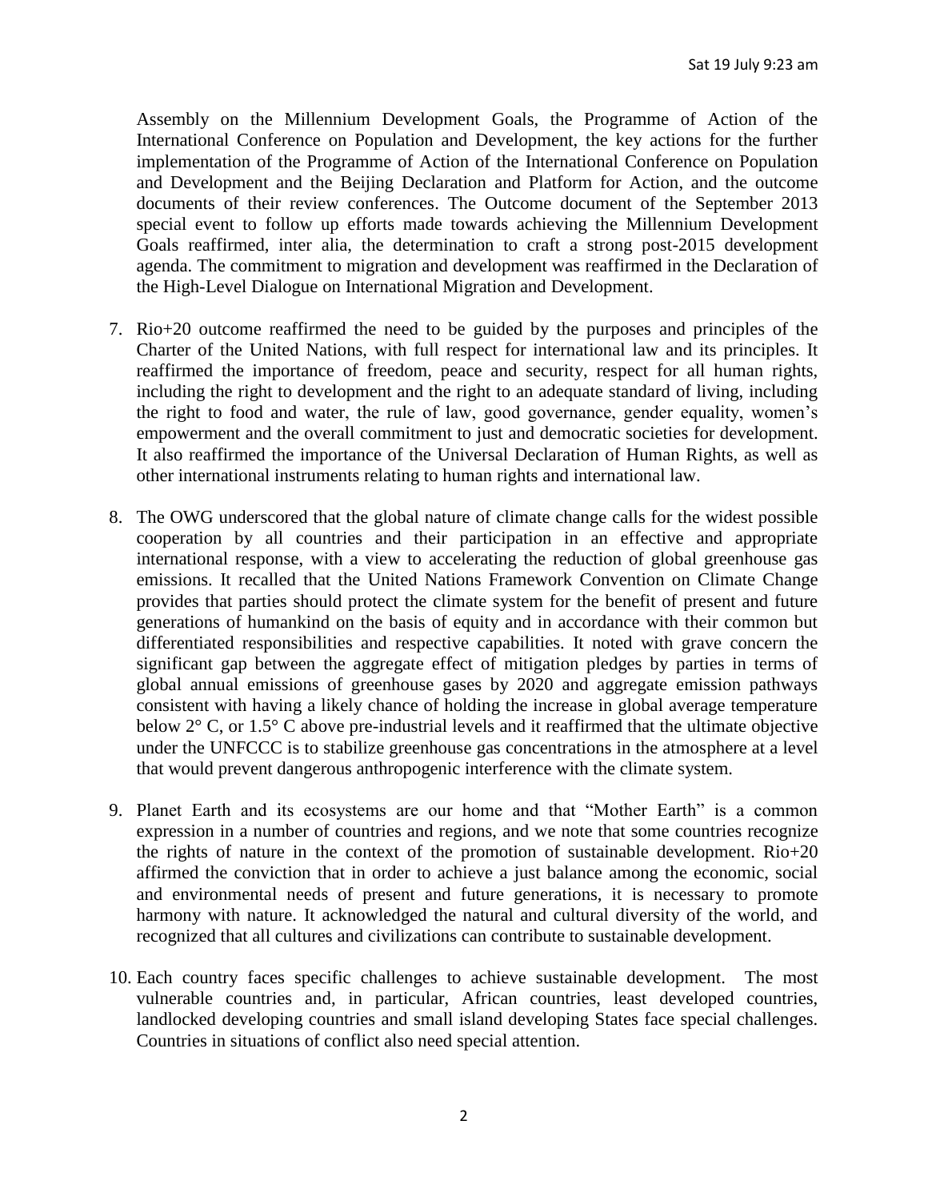Assembly on the Millennium Development Goals, the Programme of Action of the International Conference on Population and Development, the key actions for the further implementation of the Programme of Action of the International Conference on Population and Development and the Beijing Declaration and Platform for Action, and the outcome documents of their review conferences. The Outcome document of the September 2013 special event to follow up efforts made towards achieving the Millennium Development Goals reaffirmed, inter alia, the determination to craft a strong post-2015 development agenda. The commitment to migration and development was reaffirmed in the Declaration of the High-Level Dialogue on International Migration and Development.

7. Rio+20 outcome reaffirmed the need to be guided by the purposes and principles of the Charter of the United Nations, with full respect for international law and its principles. It reaffirmed the importance of freedom, peace and security, respect for all human rights, including the right to development and the right to an adequate standard of living, including the right to food and water, the rule of law, good governance, gender equality, women's empowerment and the overall commitment to just and democratic societies for development. It also reaffirmed the importance of the Universal Declaration of Human Rights, as well as other international instruments relating to human rights and international law.

8. The OWG underscored that the global nature of climate change calls for the widest possible cooperation by all countries and their participation in an effective and appropriate international response, with a view to accelerating the reduction of global greenhouse gas emissions. It recalled that the United Nations Framework Convention on Climate Change provides that parties should protect the climate system for the benefit of present and future generations of humankind on the basis of equity and in accordance with their common but differentiated responsibilities and respective capabilities. It noted with grave concern the significant gap between the aggregate effect of mitigation pledges by parties in terms of global annual emissions of greenhouse gases by 2020 and aggregate emission pathways consistent with having a likely chance of holding the increase in global average temperature below 2° C, or 1.5° C above pre-industrial levels and it reaffirmed that the ultimate objective under the UNFCCC is to stabilize greenhouse gas concentrations in the atmosphere at a level that would prevent dangerous anthropogenic interference with the climate system.

9. Planet Earth and its ecosystems are our home and that "Mother Earth" is a common expression in a number of countries and regions, and we note that some countries recognize the rights of nature in the context of the promotion of sustainable development. Rio+20 affirmed the conviction that in order to achieve a just balance among the economic, social and environmental needs of present and future generations, it is necessary to promote harmony with nature. It acknowledged the natural and cultural diversity of the world, and recognized that all cultures and civilizations can contribute to sustainable development.

10. Each country faces specific challenges to achieve sustainable development. The most vulnerable countries and, in particular, African countries, least developed countries, landlocked developing countries and small island developing States face special challenges. Countries in situations of conflict also need special attention.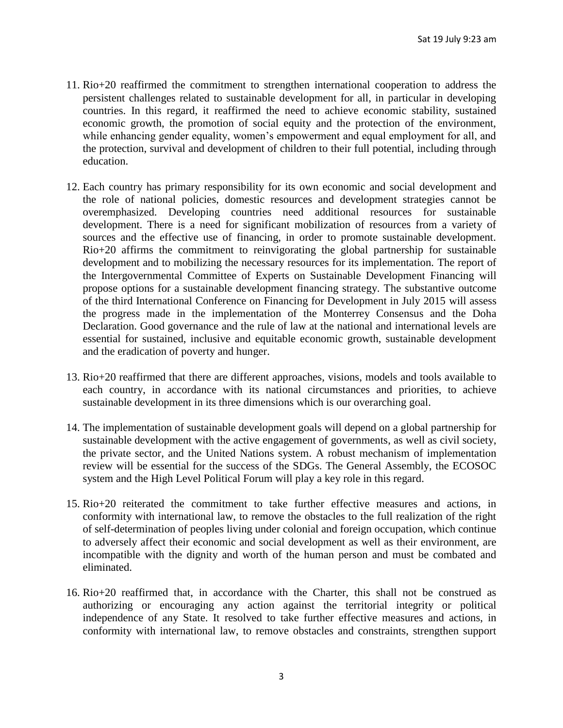11. Rio+20 reaffirmed the commitment to strengthen international cooperation to address the persistent challenges related to sustainable development for all, in particular in developing countries. In this regard, it reaffirmed the need to achieve economic stability, sustained economic growth, the promotion of social equity and the protection of the environment, while enhancing gender equality, women's empowerment and equal employment for all, and the protection, survival and development of children to their full potential, including through education.

12. Each country has primary responsibility for its own economic and social development and the role of national policies, domestic resources and development strategies cannot be overemphasized. Developing countries need additional resources for sustainable development. There is a need for significant mobilization of resources from a variety of sources and the effective use of financing, in order to promote sustainable development. Rio+20 affirms the commitment to reinvigorating the global partnership for sustainable development and to mobilizing the necessary resources for its implementation. The report of the Intergovernmental Committee of Experts on Sustainable Development Financing will propose options for a sustainable development financing strategy. The substantive outcome of the third International Conference on Financing for Development in July 2015 will assess the progress made in the implementation of the Monterrey Consensus and the Doha Declaration. Good governance and the rule of law at the national and international levels are essential for sustained, inclusive and equitable economic growth, sustainable development and the eradication of poverty and hunger.

13. Rio+20 reaffirmed that there are different approaches, visions, models and tools available to each country, in accordance with its national circumstances and priorities, to achieve sustainable development in its three dimensions which is our overarching goal.

14. The implementation of sustainable development goals will depend on a global partnership for sustainable development with the active engagement of governments, as well as civil society, the private sector, and the United Nations system. A robust mechanism of implementation review will be essential for the success of the SDGs. The General Assembly, the ECOSOC system and the High Level Political Forum will play a key role in this regard.

15. Rio+20 reiterated the commitment to take further effective measures and actions, in conformity with international law, to remove the obstacles to the full realization of the right of self-determination of peoples living under colonial and foreign occupation, which continue to adversely affect their economic and social development as well as their environment, are incompatible with the dignity and worth of the human person and must be combated and eliminated.

16. Rio+20 reaffirmed that, in accordance with the Charter, this shall not be construed as authorizing or encouraging any action against the territorial integrity or political independence of any State. It resolved to take further effective measures and actions, in conformity with international law, to remove obstacles and constraints, strengthen support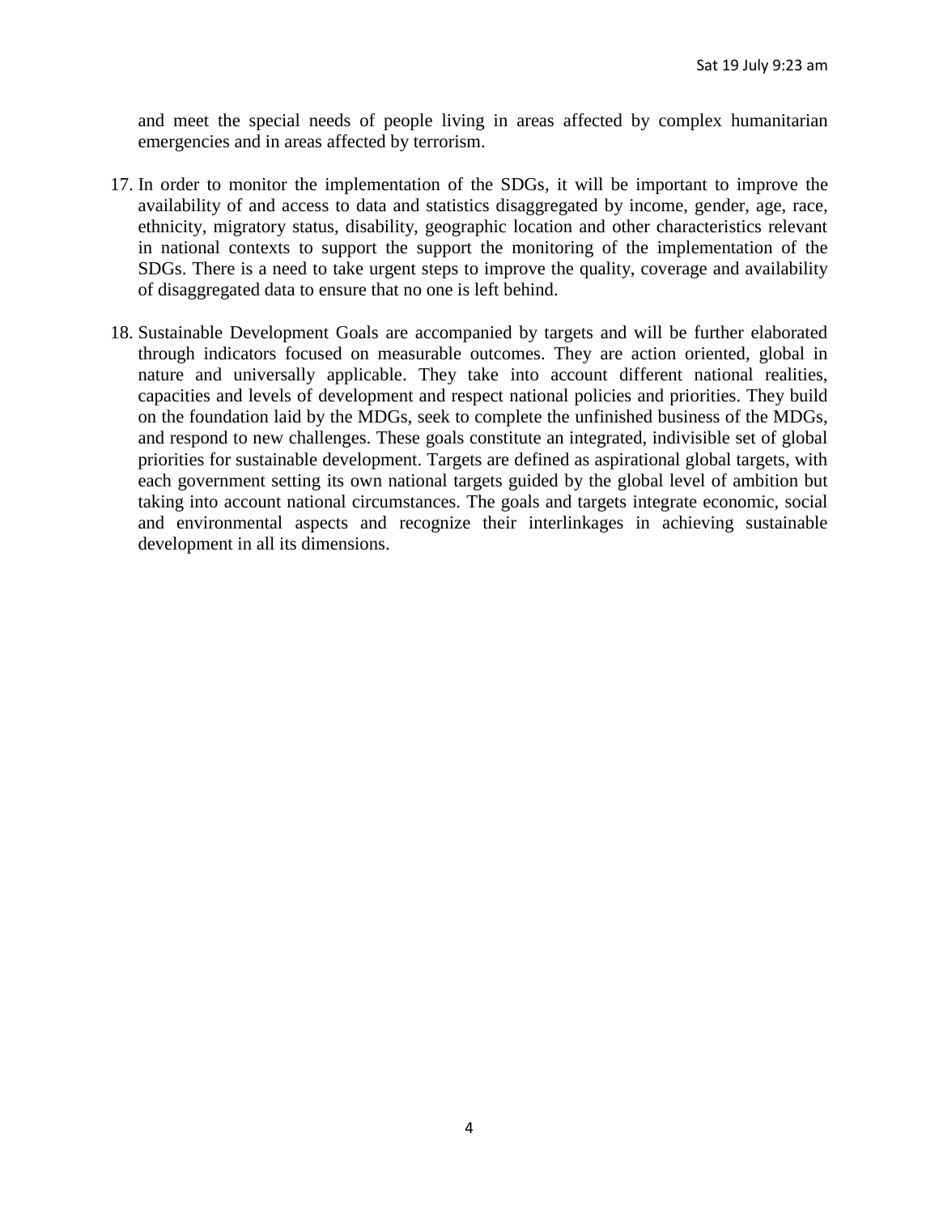and meet the special needs of people living in areas affected by complex humanitarian emergencies and in areas affected by terrorism.

17. In order to monitor the implementation of the SDGs, it will be important to improve the availability of and access to data and statistics disaggregated by income, gender, age, race, ethnicity, migratory status, disability, geographic location and other characteristics relevant in national contexts to support the support the monitoring of the implementation of the SDGs. There is a need to take urgent steps to improve the quality, coverage and availability of disaggregated data to ensure that no one is left behind.

18. Sustainable Development Goals are accompanied by targets and will be further elaborated through indicators focused on measurable outcomes. They are action oriented, global in nature and universally applicable. They take into account different national realities, capacities and levels of development and respect national policies and priorities. They build on the foundation laid by the MDGs, seek to complete the unfinished business of the MDGs, and respond to new challenges. These goals constitute an integrated, indivisible set of global priorities for sustainable development. Targets are defined as aspirational global targets, with each government setting its own national targets guided by the global level of ambition but taking into account national circumstances. The goals and targets integrate economic, social and environmental aspects and recognize their interlinkages in achieving sustainable development in all its dimensions.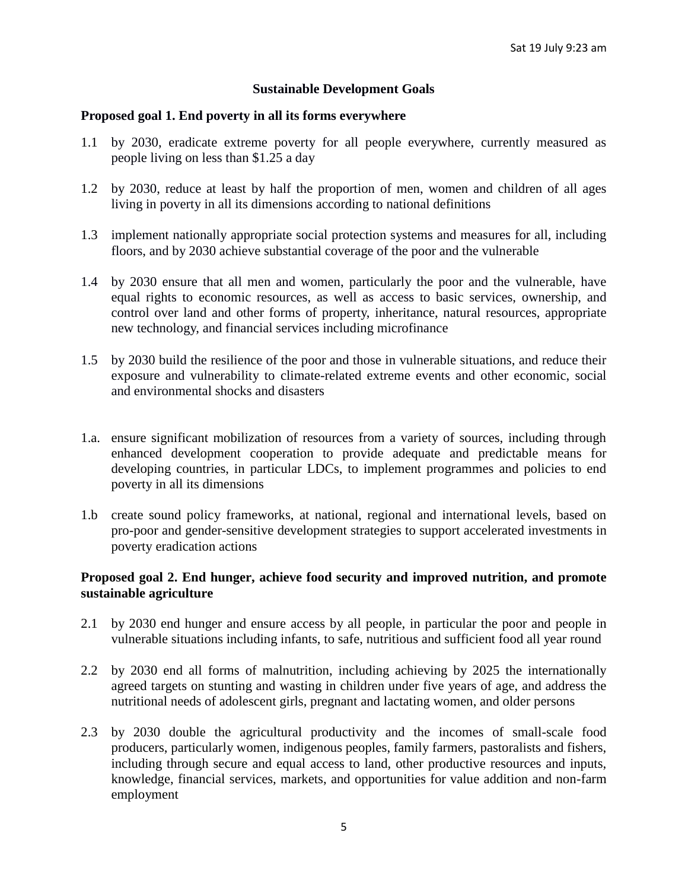## Sustainable Development Goals

### Proposed goal 1. End poverty in all its forms everywhere

1.1 by 2030, eradicate extreme poverty for all people everywhere, currently measured as people living on less than $1.25 a day

1.2 by 2030, reduce at least by half the proportion of men, women and children of all ages living in poverty in all its dimensions according to national definitions

1.3 implement nationally appropriate social protection systems and measures for all, including floors, and by 2030 achieve substantial coverage of the poor and the vulnerable

1.4 by 2030 ensure that all men and women, particularly the poor and the vulnerable, have equal rights to economic resources, as well as access to basic services, ownership, and control over land and other forms of property, inheritance, natural resources, appropriate new technology, and financial services including microfinance

1.5 by 2030 build the resilience of the poor and those in vulnerable situations, and reduce their exposure and vulnerability to climate-related extreme events and other economic, social and environmental shocks and disasters

1.a. ensure significant mobilization of resources from a variety of sources, including through enhanced development cooperation to provide adequate and predictable means for developing countries, in particular LDCs, to implement programmes and policies to end poverty in all its dimensions

1.b create sound policy frameworks, at national, regional and international levels, based on pro-poor and gender-sensitive development strategies to support accelerated investments in poverty eradication actions

### Proposed goal 2. End hunger, achieve food security and improved nutrition, and promote sustainable agriculture

2.1 by 2030 end hunger and ensure access by all people, in particular the poor and people in vulnerable situations including infants, to safe, nutritious and sufficient food all year round

2.2 by 2030 end all forms of malnutrition, including achieving by 2025 the internationally agreed targets on stunting and wasting in children under five years of age, and address the nutritional needs of adolescent girls, pregnant and lactating women, and older persons

2.3 by 2030 double the agricultural productivity and the incomes of small-scale food producers, particularly women, indigenous peoples, family farmers, pastoralists and fishers, including through secure and equal access to land, other productive resources and inputs, knowledge, financial services, markets, and opportunities for value addition and non-farm employment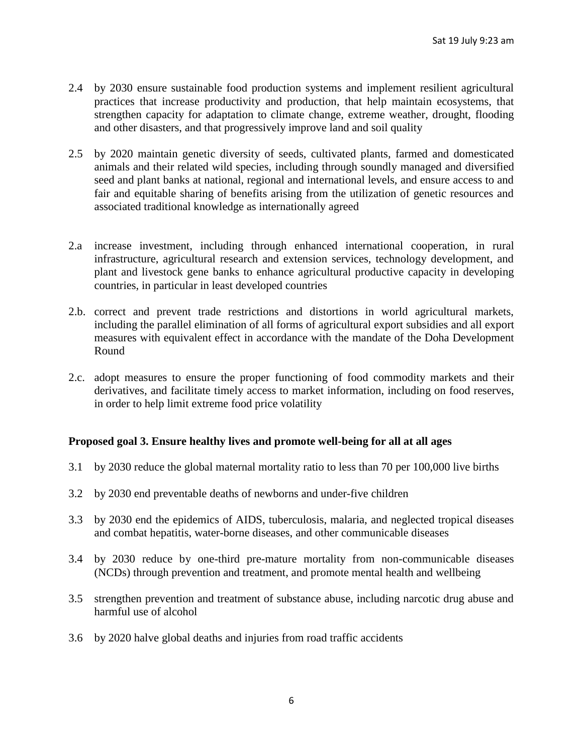2.4 by 2030 ensure sustainable food production systems and implement resilient agricultural practices that increase productivity and production, that help maintain ecosystems, that strengthen capacity for adaptation to climate change, extreme weather, drought, flooding and other disasters, and that progressively improve land and soil quality

2.5 by 2020 maintain genetic diversity of seeds, cultivated plants, farmed and domesticated animals and their related wild species, including through soundly managed and diversified seed and plant banks at national, regional and international levels, and ensure access to and fair and equitable sharing of benefits arising from the utilization of genetic resources and associated traditional knowledge as internationally agreed

2.a increase investment, including through enhanced international cooperation, in rural infrastructure, agricultural research and extension services, technology development, and plant and livestock gene banks to enhance agricultural productive capacity in developing countries, in particular in least developed countries

2.b. correct and prevent trade restrictions and distortions in world agricultural markets, including the parallel elimination of all forms of agricultural export subsidies and all export measures with equivalent effect in accordance with the mandate of the Doha Development Round

2.c. adopt measures to ensure the proper functioning of food commodity markets and their derivatives, and facilitate timely access to market information, including on food reserves, in order to help limit extreme food price volatility

**Proposed goal 3. Ensure healthy lives and promote well-being for all at all ages**

3.1 by 2030 reduce the global maternal mortality ratio to less than 70 per 100,000 live births

3.2 by 2030 end preventable deaths of newborns and under-five children

3.3 by 2030 end the epidemics of AIDS, tuberculosis, malaria, and neglected tropical diseases and combat hepatitis, water-borne diseases, and other communicable diseases

3.4 by 2030 reduce by one-third pre-mature mortality from non-communicable diseases (NCDs) through prevention and treatment, and promote mental health and wellbeing

3.5 strengthen prevention and treatment of substance abuse, including narcotic drug abuse and harmful use of alcohol

3.6 by 2020 halve global deaths and injuries from road traffic accidents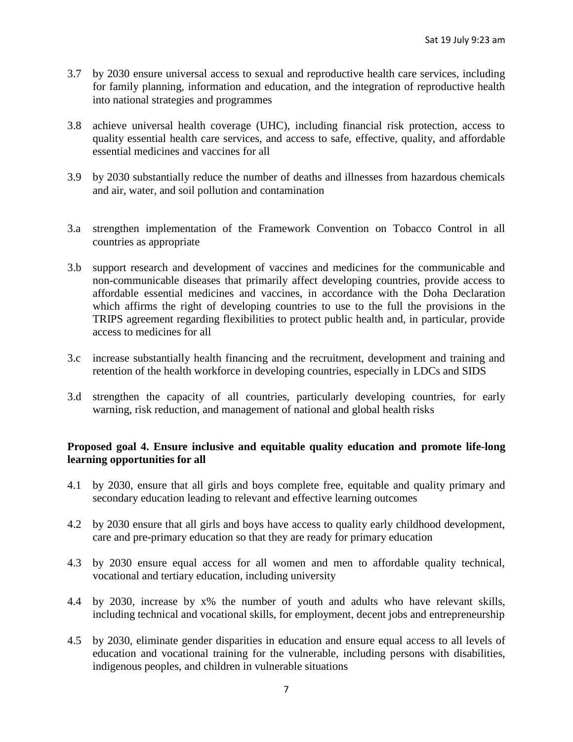3.7 by 2030 ensure universal access to sexual and reproductive health care services, including for family planning, information and education, and the integration of reproductive health into national strategies and programmes

3.8 achieve universal health coverage (UHC), including financial risk protection, access to quality essential health care services, and access to safe, effective, quality, and affordable essential medicines and vaccines for all

3.9 by 2030 substantially reduce the number of deaths and illnesses from hazardous chemicals and air, water, and soil pollution and contamination

3.a strengthen implementation of the Framework Convention on Tobacco Control in all countries as appropriate

3.b support research and development of vaccines and medicines for the communicable and non-communicable diseases that primarily affect developing countries, provide access to affordable essential medicines and vaccines, in accordance with the Doha Declaration which affirms the right of developing countries to use to the full the provisions in the TRIPS agreement regarding flexibilities to protect public health and, in particular, provide access to medicines for all

3.c increase substantially health financing and the recruitment, development and training and retention of the health workforce in developing countries, especially in LDCs and SIDS

3.d strengthen the capacity of all countries, particularly developing countries, for early warning, risk reduction, and management of national and global health risks

**Proposed goal 4. Ensure inclusive and equitable quality education and promote life-long learning opportunities for all**

4.1 by 2030, ensure that all girls and boys complete free, equitable and quality primary and secondary education leading to relevant and effective learning outcomes

4.2 by 2030 ensure that all girls and boys have access to quality early childhood development, care and pre-primary education so that they are ready for primary education

4.3 by 2030 ensure equal access for all women and men to affordable quality technical, vocational and tertiary education, including university

4.4 by 2030, increase by x% the number of youth and adults who have relevant skills, including technical and vocational skills, for employment, decent jobs and entrepreneurship

4.5 by 2030, eliminate gender disparities in education and ensure equal access to all levels of education and vocational training for the vulnerable, including persons with disabilities, indigenous peoples, and children in vulnerable situations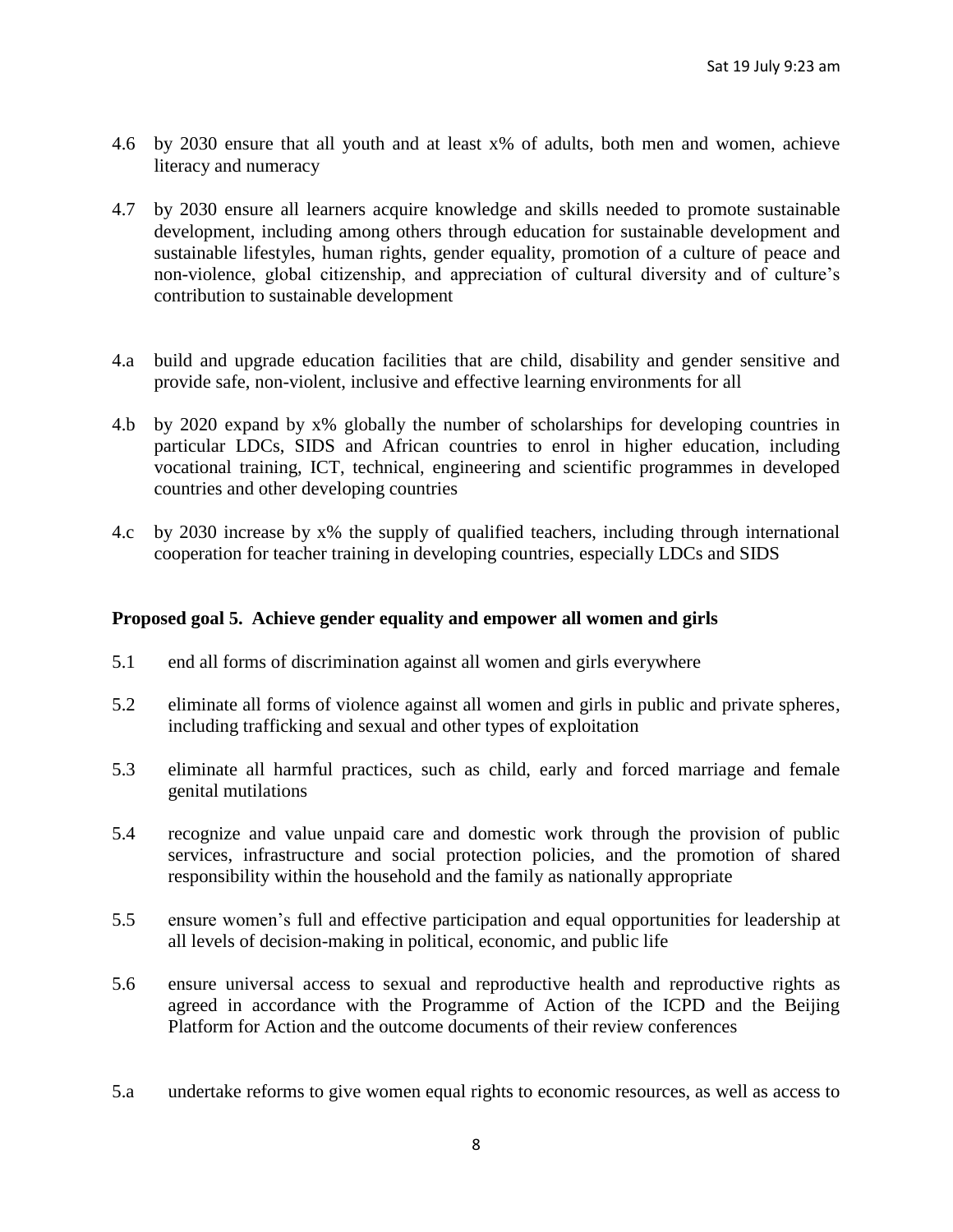4.6 by 2030 ensure that all youth and at least x% of adults, both men and women, achieve literacy and numeracy

4.7 by 2030 ensure all learners acquire knowledge and skills needed to promote sustainable development, including among others through education for sustainable development and sustainable lifestyles, human rights, gender equality, promotion of a culture of peace and non-violence, global citizenship, and appreciation of cultural diversity and of culture's contribution to sustainable development

4.a build and upgrade education facilities that are child, disability and gender sensitive and provide safe, non-violent, inclusive and effective learning environments for all

4.b by 2020 expand by x% globally the number of scholarships for developing countries in particular LDCs, SIDS and African countries to enrol in higher education, including vocational training, ICT, technical, engineering and scientific programmes in developed countries and other developing countries

4.c by 2030 increase by x% the supply of qualified teachers, including through international cooperation for teacher training in developing countries, especially LDCs and SIDS

**Proposed goal 5. Achieve gender equality and empower all women and girls**

5.1 end all forms of discrimination against all women and girls everywhere

5.2 eliminate all forms of violence against all women and girls in public and private spheres, including trafficking and sexual and other types of exploitation

5.3 eliminate all harmful practices, such as child, early and forced marriage and female genital mutilations

5.4 recognize and value unpaid care and domestic work through the provision of public services, infrastructure and social protection policies, and the promotion of shared responsibility within the household and the family as nationally appropriate

5.5 ensure women's full and effective participation and equal opportunities for leadership at all levels of decision-making in political, economic, and public life

5.6 ensure universal access to sexual and reproductive health and reproductive rights as agreed in accordance with the Programme of Action of the ICPD and the Beijing Platform for Action and the outcome documents of their review conferences

5.a undertake reforms to give women equal rights to economic resources, as well as access to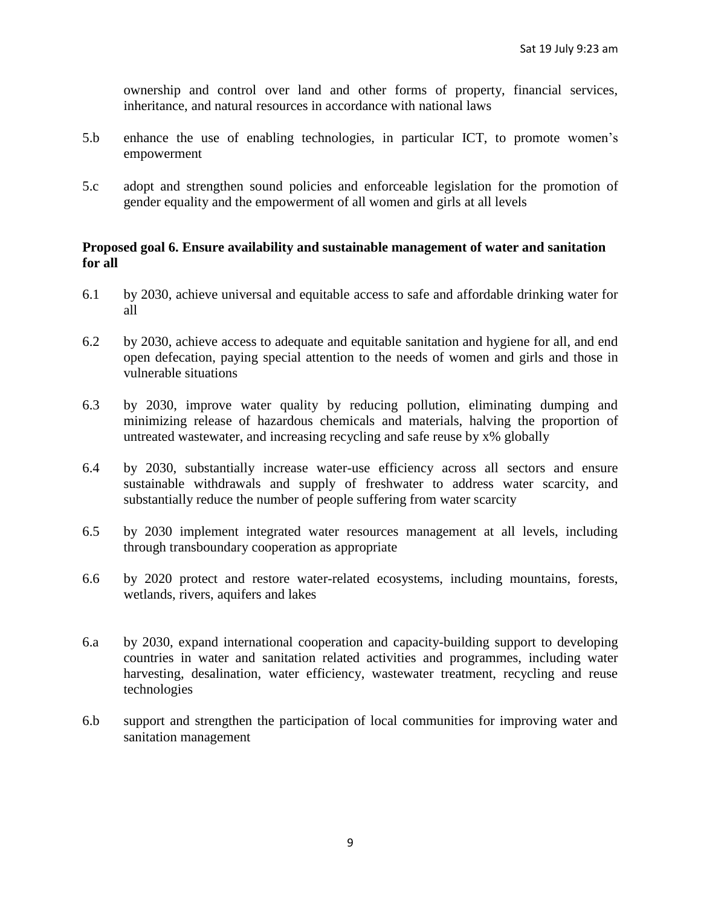ownership and control over land and other forms of property, financial services, inheritance, and natural resources in accordance with national laws

5.b enhance the use of enabling technologies, in particular ICT, to promote women's empowerment

5.c adopt and strengthen sound policies and enforceable legislation for the promotion of gender equality and the empowerment of all women and girls at all levels

**Proposed goal 6. Ensure availability and sustainable management of water and sanitation for all**

6.1 by 2030, achieve universal and equitable access to safe and affordable drinking water for all

6.2 by 2030, achieve access to adequate and equitable sanitation and hygiene for all, and end open defecation, paying special attention to the needs of women and girls and those in vulnerable situations

6.3 by 2030, improve water quality by reducing pollution, eliminating dumping and minimizing release of hazardous chemicals and materials, halving the proportion of untreated wastewater, and increasing recycling and safe reuse by x% globally

6.4 by 2030, substantially increase water-use efficiency across all sectors and ensure sustainable withdrawals and supply of freshwater to address water scarcity, and substantially reduce the number of people suffering from water scarcity

6.5 by 2030 implement integrated water resources management at all levels, including through transboundary cooperation as appropriate

6.6 by 2020 protect and restore water-related ecosystems, including mountains, forests, wetlands, rivers, aquifers and lakes

6.a by 2030, expand international cooperation and capacity-building support to developing countries in water and sanitation related activities and programmes, including water harvesting, desalination, water efficiency, wastewater treatment, recycling and reuse technologies

6.b support and strengthen the participation of local communities for improving water and sanitation management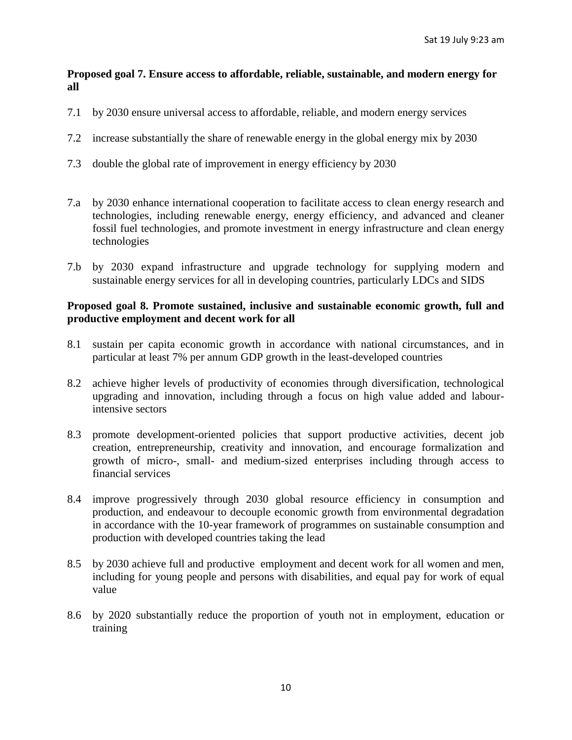**Proposed goal 7. Ensure access to affordable, reliable, sustainable, and modern energy for all**

7.1 by 2030 ensure universal access to affordable, reliable, and modern energy services

7.2 increase substantially the share of renewable energy in the global energy mix by 2030

7.3 double the global rate of improvement in energy efficiency by 2030

7.a by 2030 enhance international cooperation to facilitate access to clean energy research and technologies, including renewable energy, energy efficiency, and advanced and cleaner fossil fuel technologies, and promote investment in energy infrastructure and clean energy technologies

7.b by 2030 expand infrastructure and upgrade technology for supplying modern and sustainable energy services for all in developing countries, particularly LDCs and SIDS

**Proposed goal 8. Promote sustained, inclusive and sustainable economic growth, full and productive employment and decent work for all**

8.1 sustain per capita economic growth in accordance with national circumstances, and in particular at least 7% per annum GDP growth in the least-developed countries

8.2 achieve higher levels of productivity of economies through diversification, technological upgrading and innovation, including through a focus on high value added and labour-intensive sectors

8.3 promote development-oriented policies that support productive activities, decent job creation, entrepreneurship, creativity and innovation, and encourage formalization and growth of micro-, small- and medium-sized enterprises including through access to financial services

8.4 improve progressively through 2030 global resource efficiency in consumption and production, and endeavour to decouple economic growth from environmental degradation in accordance with the 10-year framework of programmes on sustainable consumption and production with developed countries taking the lead

8.5 by 2030 achieve full and productive employment and decent work for all women and men, including for young people and persons with disabilities, and equal pay for work of equal value

8.6 by 2020 substantially reduce the proportion of youth not in employment, education or training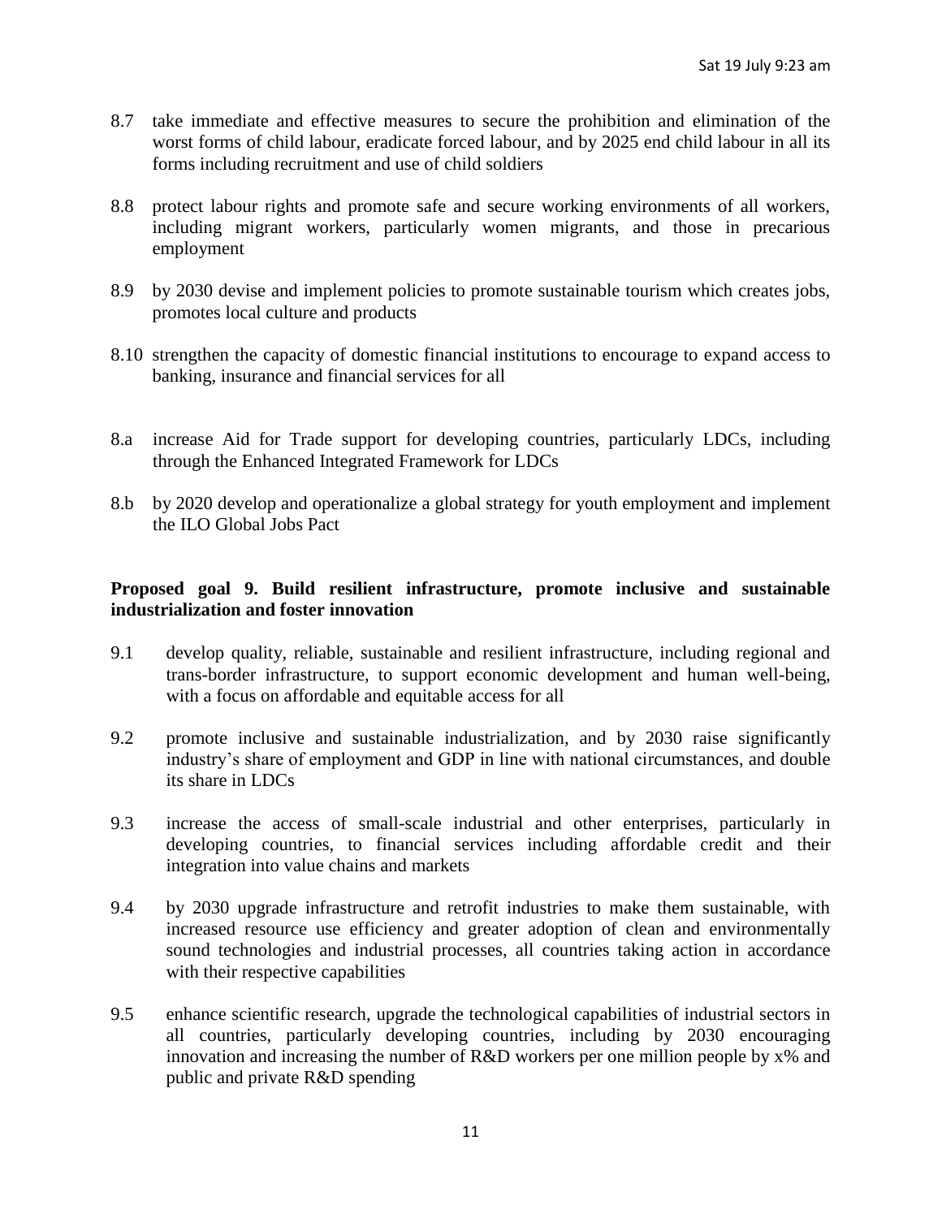8.7 take immediate and effective measures to secure the prohibition and elimination of the worst forms of child labour, eradicate forced labour, and by 2025 end child labour in all its forms including recruitment and use of child soldiers

8.8 protect labour rights and promote safe and secure working environments of all workers, including migrant workers, particularly women migrants, and those in precarious employment

8.9 by 2030 devise and implement policies to promote sustainable tourism which creates jobs, promotes local culture and products

8.10 strengthen the capacity of domestic financial institutions to encourage to expand access to banking, insurance and financial services for all

8.a increase Aid for Trade support for developing countries, particularly LDCs, including through the Enhanced Integrated Framework for LDCs

8.b by 2020 develop and operationalize a global strategy for youth employment and implement the ILO Global Jobs Pact

**Proposed goal 9. Build resilient infrastructure, promote inclusive and sustainable industrialization and foster innovation**

9.1 develop quality, reliable, sustainable and resilient infrastructure, including regional and trans-border infrastructure, to support economic development and human well-being, with a focus on affordable and equitable access for all

9.2 promote inclusive and sustainable industrialization, and by 2030 raise significantly industry's share of employment and GDP in line with national circumstances, and double its share in LDCs

9.3 increase the access of small-scale industrial and other enterprises, particularly in developing countries, to financial services including affordable credit and their integration into value chains and markets

9.4 by 2030 upgrade infrastructure and retrofit industries to make them sustainable, with increased resource use efficiency and greater adoption of clean and environmentally sound technologies and industrial processes, all countries taking action in accordance with their respective capabilities

9.5 enhance scientific research, upgrade the technological capabilities of industrial sectors in all countries, particularly developing countries, including by 2030 encouraging innovation and increasing the number of R&D workers per one million people by x% and public and private R&D spending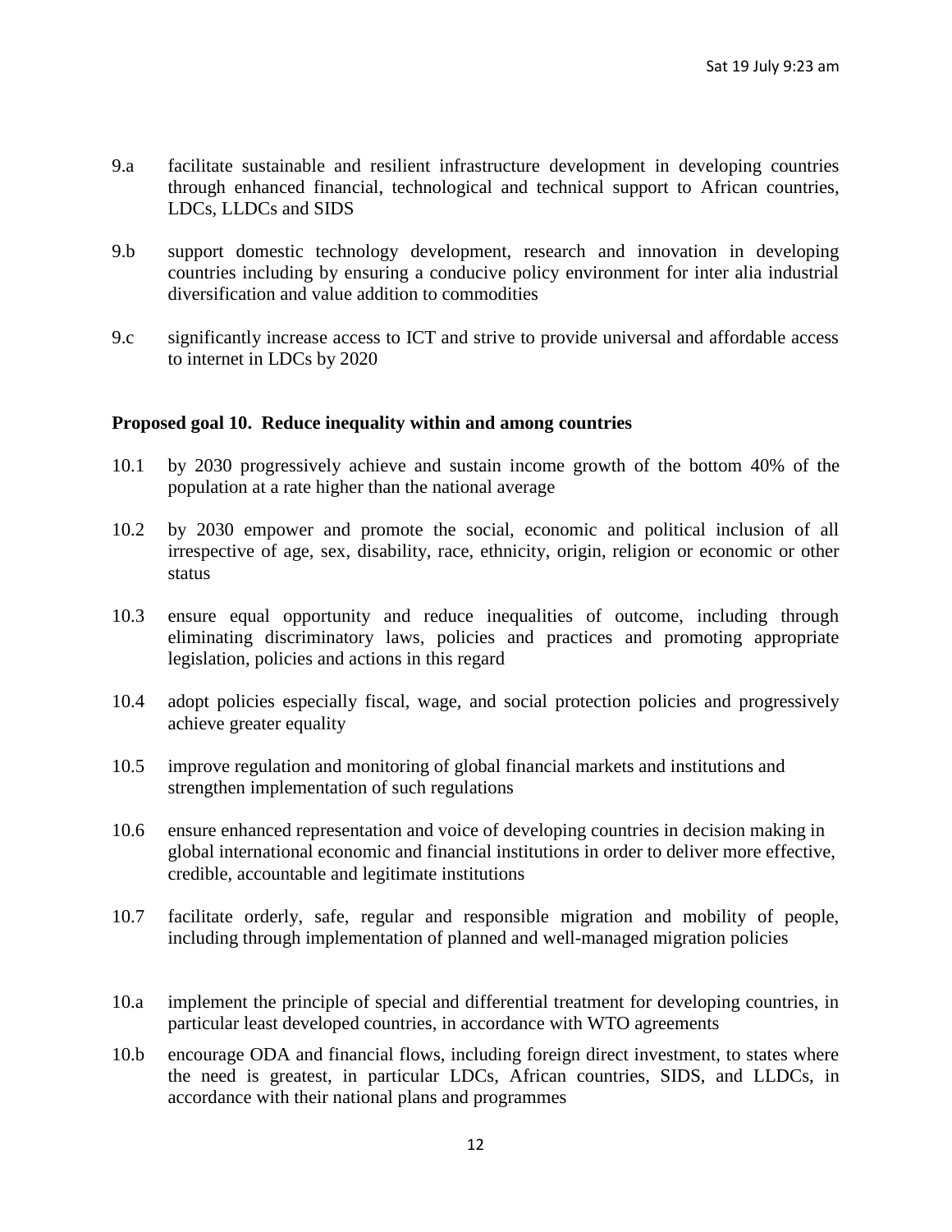9.a facilitate sustainable and resilient infrastructure development in developing countries through enhanced financial, technological and technical support to African countries, LDCs, LLDCs and SIDS

9.b support domestic technology development, research and innovation in developing countries including by ensuring a conducive policy environment for inter alia industrial diversification and value addition to commodities

9.c significantly increase access to ICT and strive to provide universal and affordable access to internet in LDCs by 2020

**Proposed goal 10. Reduce inequality within and among countries**

10.1 by 2030 progressively achieve and sustain income growth of the bottom 40% of the population at a rate higher than the national average

10.2 by 2030 empower and promote the social, economic and political inclusion of all irrespective of age, sex, disability, race, ethnicity, origin, religion or economic or other status

10.3 ensure equal opportunity and reduce inequalities of outcome, including through eliminating discriminatory laws, policies and practices and promoting appropriate legislation, policies and actions in this regard

10.4 adopt policies especially fiscal, wage, and social protection policies and progressively achieve greater equality

10.5 improve regulation and monitoring of global financial markets and institutions and strengthen implementation of such regulations

10.6 ensure enhanced representation and voice of developing countries in decision making in global international economic and financial institutions in order to deliver more effective, credible, accountable and legitimate institutions

10.7 facilitate orderly, safe, regular and responsible migration and mobility of people, including through implementation of planned and well-managed migration policies

10.a implement the principle of special and differential treatment for developing countries, in particular least developed countries, in accordance with WTO agreements

10.b encourage ODA and financial flows, including foreign direct investment, to states where the need is greatest, in particular LDCs, African countries, SIDS, and LLDCs, in accordance with their national plans and programmes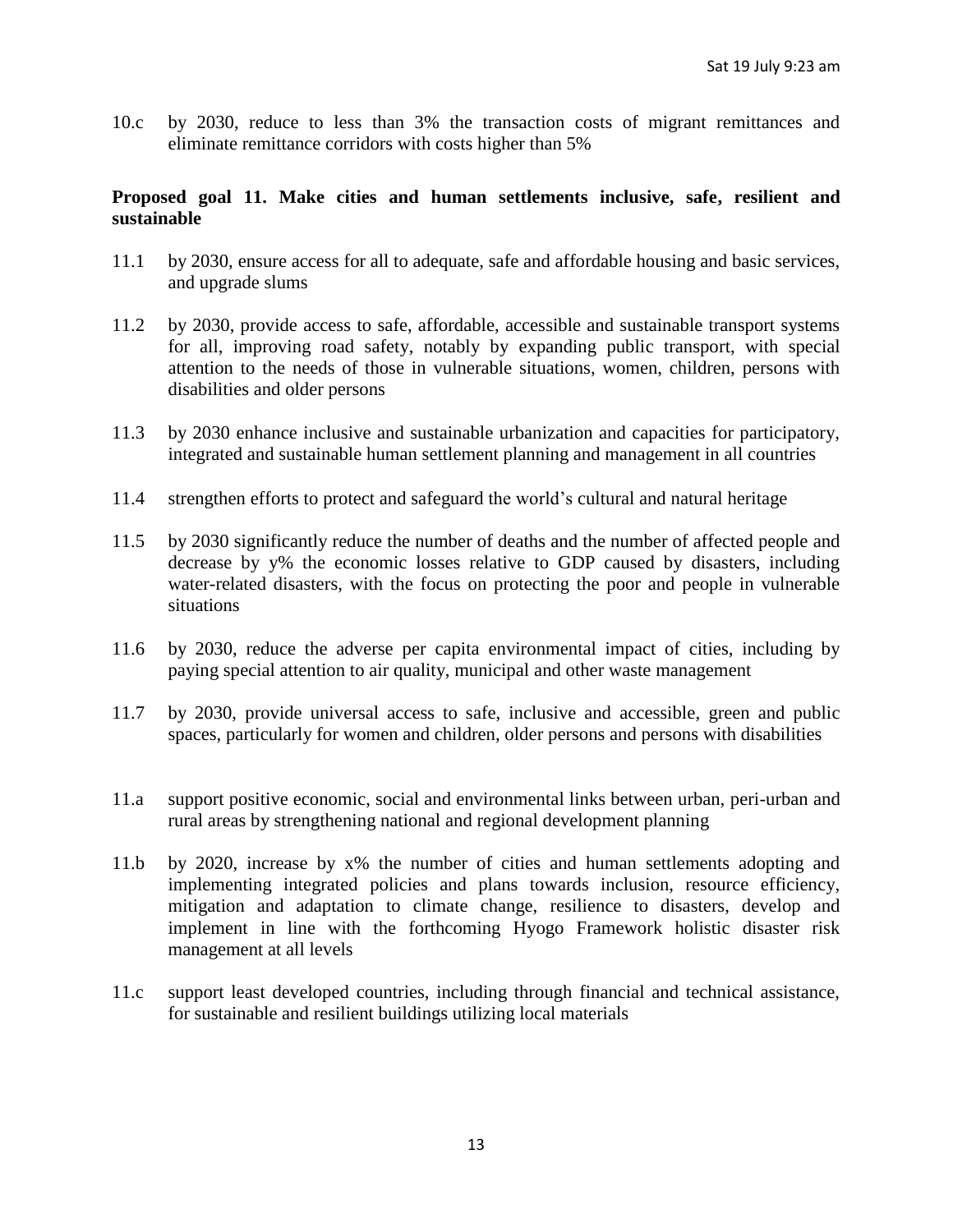10.c by 2030, reduce to less than 3% the transaction costs of migrant remittances and eliminate remittance corridors with costs higher than 5%

**Proposed goal 11. Make cities and human settlements inclusive, safe, resilient and sustainable**

11.1 by 2030, ensure access for all to adequate, safe and affordable housing and basic services, and upgrade slums

11.2 by 2030, provide access to safe, affordable, accessible and sustainable transport systems for all, improving road safety, notably by expanding public transport, with special attention to the needs of those in vulnerable situations, women, children, persons with disabilities and older persons

11.3 by 2030 enhance inclusive and sustainable urbanization and capacities for participatory, integrated and sustainable human settlement planning and management in all countries

11.4 strengthen efforts to protect and safeguard the world's cultural and natural heritage

11.5 by 2030 significantly reduce the number of deaths and the number of affected people and decrease by y% the economic losses relative to GDP caused by disasters, including water-related disasters, with the focus on protecting the poor and people in vulnerable situations

11.6 by 2030, reduce the adverse per capita environmental impact of cities, including by paying special attention to air quality, municipal and other waste management

11.7 by 2030, provide universal access to safe, inclusive and accessible, green and public spaces, particularly for women and children, older persons and persons with disabilities

11.a support positive economic, social and environmental links between urban, peri-urban and rural areas by strengthening national and regional development planning

11.b by 2020, increase by x% the number of cities and human settlements adopting and implementing integrated policies and plans towards inclusion, resource efficiency, mitigation and adaptation to climate change, resilience to disasters, develop and implement in line with the forthcoming Hyogo Framework holistic disaster risk management at all levels

11.c support least developed countries, including through financial and technical assistance, for sustainable and resilient buildings utilizing local materials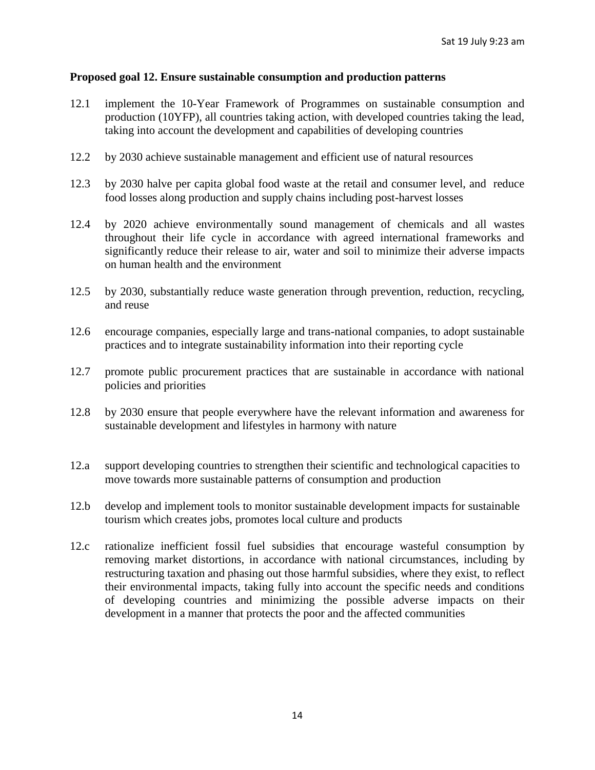**Proposed goal 12. Ensure sustainable consumption and production patterns**

12.1 implement the 10-Year Framework of Programmes on sustainable consumption and production (10YFP), all countries taking action, with developed countries taking the lead, taking into account the development and capabilities of developing countries

12.2 by 2030 achieve sustainable management and efficient use of natural resources

12.3 by 2030 halve per capita global food waste at the retail and consumer level, and reduce food losses along production and supply chains including post-harvest losses

12.4 by 2020 achieve environmentally sound management of chemicals and all wastes throughout their life cycle in accordance with agreed international frameworks and significantly reduce their release to air, water and soil to minimize their adverse impacts on human health and the environment

12.5 by 2030, substantially reduce waste generation through prevention, reduction, recycling, and reuse

12.6 encourage companies, especially large and trans-national companies, to adopt sustainable practices and to integrate sustainability information into their reporting cycle

12.7 promote public procurement practices that are sustainable in accordance with national policies and priorities

12.8 by 2030 ensure that people everywhere have the relevant information and awareness for sustainable development and lifestyles in harmony with nature

12.a support developing countries to strengthen their scientific and technological capacities to move towards more sustainable patterns of consumption and production

12.b develop and implement tools to monitor sustainable development impacts for sustainable tourism which creates jobs, promotes local culture and products

12.c rationalize inefficient fossil fuel subsidies that encourage wasteful consumption by removing market distortions, in accordance with national circumstances, including by restructuring taxation and phasing out those harmful subsidies, where they exist, to reflect their environmental impacts, taking fully into account the specific needs and conditions of developing countries and minimizing the possible adverse impacts on their development in a manner that protects the poor and the affected communities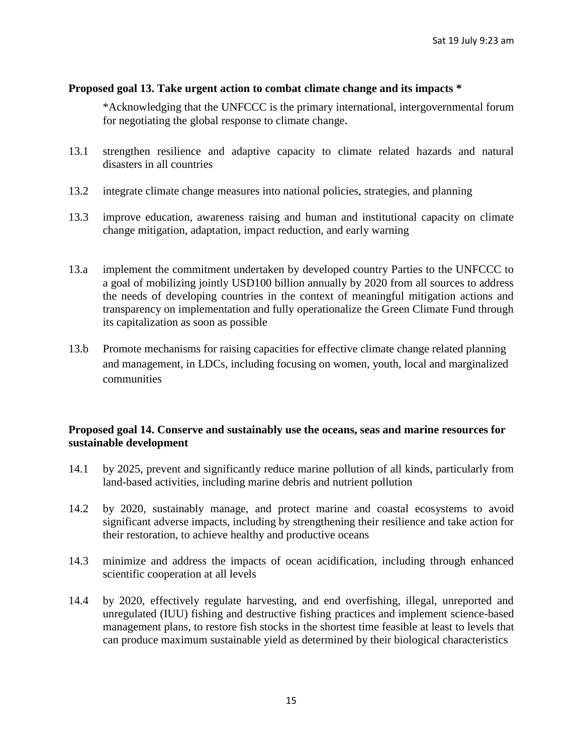**Proposed goal 13. Take urgent action to combat climate change and its impacts ***

*Acknowledging that the UNFCCC is the primary international, intergovernmental forum for negotiating the global response to climate change.

13.1 strengthen resilience and adaptive capacity to climate related hazards and natural disasters in all countries

13.2 integrate climate change measures into national policies, strategies, and planning

13.3 improve education, awareness raising and human and institutional capacity on climate change mitigation, adaptation, impact reduction, and early warning

13.a implement the commitment undertaken by developed country Parties to the UNFCCC to a goal of mobilizing jointly USD100 billion annually by 2020 from all sources to address the needs of developing countries in the context of meaningful mitigation actions and transparency on implementation and fully operationalize the Green Climate Fund through its capitalization as soon as possible

13.b Promote mechanisms for raising capacities for effective climate change related planning and management, in LDCs, including focusing on women, youth, local and marginalized communities

**Proposed goal 14. Conserve and sustainably use the oceans, seas and marine resources for sustainable development**

14.1 by 2025, prevent and significantly reduce marine pollution of all kinds, particularly from land-based activities, including marine debris and nutrient pollution

14.2 by 2020, sustainably manage, and protect marine and coastal ecosystems to avoid significant adverse impacts, including by strengthening their resilience and take action for their restoration, to achieve healthy and productive oceans

14.3 minimize and address the impacts of ocean acidification, including through enhanced scientific cooperation at all levels

14.4 by 2020, effectively regulate harvesting, and end overfishing, illegal, unreported and unregulated (IUU) fishing and destructive fishing practices and implement science-based management plans, to restore fish stocks in the shortest time feasible at least to levels that can produce maximum sustainable yield as determined by their biological characteristics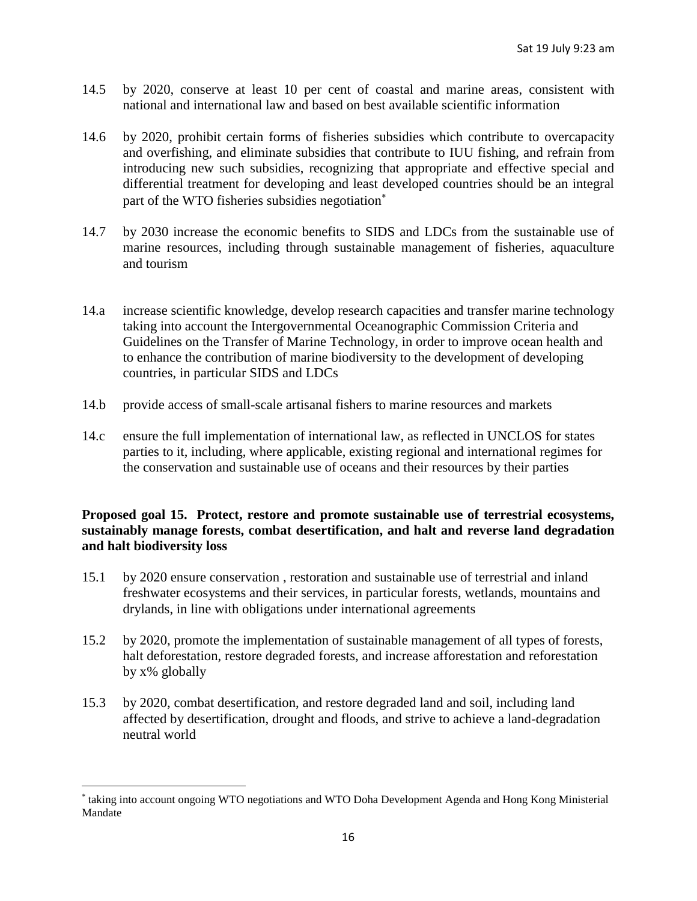14.5 by 2020, conserve at least 10 per cent of coastal and marine areas, consistent with national and international law and based on best available scientific information

14.6 by 2020, prohibit certain forms of fisheries subsidies which contribute to overcapacity and overfishing, and eliminate subsidies that contribute to IUU fishing, and refrain from introducing new such subsidies, recognizing that appropriate and effective special and differential treatment for developing and least developed countries should be an integral part of the WTO fisheries subsidies negotiation*

14.7 by 2030 increase the economic benefits to SIDS and LDCs from the sustainable use of marine resources, including through sustainable management of fisheries, aquaculture and tourism

14.a increase scientific knowledge, develop research capacities and transfer marine technology taking into account the Intergovernmental Oceanographic Commission Criteria and Guidelines on the Transfer of Marine Technology, in order to improve ocean health and to enhance the contribution of marine biodiversity to the development of developing countries, in particular SIDS and LDCs

14.b provide access of small-scale artisanal fishers to marine resources and markets

14.c ensure the full implementation of international law, as reflected in UNCLOS for states parties to it, including, where applicable, existing regional and international regimes for the conservation and sustainable use of oceans and their resources by their parties

**Proposed goal 15. Protect, restore and promote sustainable use of terrestrial ecosystems, sustainably manage forests, combat desertification, and halt and reverse land degradation and halt biodiversity loss**

15.1 by 2020 ensure conservation , restoration and sustainable use of terrestrial and inland freshwater ecosystems and their services, in particular forests, wetlands, mountains and drylands, in line with obligations under international agreements

15.2 by 2020, promote the implementation of sustainable management of all types of forests, halt deforestation, restore degraded forests, and increase afforestation and reforestation by x% globally

15.3 by 2020, combat desertification, and restore degraded land and soil, including land affected by desertification, drought and floods, and strive to achieve a land-degradation neutral world

* taking into account ongoing WTO negotiations and WTO Doha Development Agenda and Hong Kong Ministerial Mandate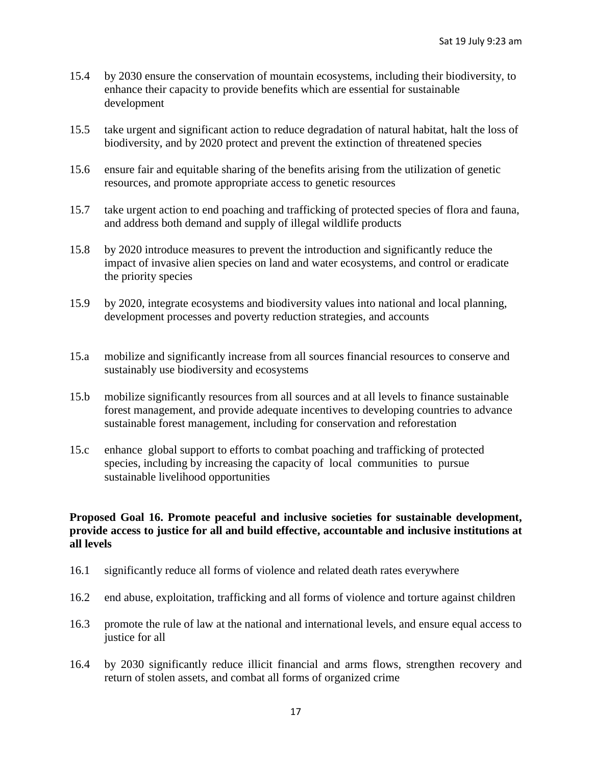15.4 by 2030 ensure the conservation of mountain ecosystems, including their biodiversity, to enhance their capacity to provide benefits which are essential for sustainable development

15.5 take urgent and significant action to reduce degradation of natural habitat, halt the loss of biodiversity, and by 2020 protect and prevent the extinction of threatened species

15.6 ensure fair and equitable sharing of the benefits arising from the utilization of genetic resources, and promote appropriate access to genetic resources

15.7 take urgent action to end poaching and trafficking of protected species of flora and fauna, and address both demand and supply of illegal wildlife products

15.8 by 2020 introduce measures to prevent the introduction and significantly reduce the impact of invasive alien species on land and water ecosystems, and control or eradicate the priority species

15.9 by 2020, integrate ecosystems and biodiversity values into national and local planning, development processes and poverty reduction strategies, and accounts

15.a mobilize and significantly increase from all sources financial resources to conserve and sustainably use biodiversity and ecosystems

15.b mobilize significantly resources from all sources and at all levels to finance sustainable forest management, and provide adequate incentives to developing countries to advance sustainable forest management, including for conservation and reforestation

15.c enhance global support to efforts to combat poaching and trafficking of protected species, including by increasing the capacity of local communities to pursue sustainable livelihood opportunities

**Proposed Goal 16. Promote peaceful and inclusive societies for sustainable development, provide access to justice for all and build effective, accountable and inclusive institutions at all levels**

16.1 significantly reduce all forms of violence and related death rates everywhere

16.2 end abuse, exploitation, trafficking and all forms of violence and torture against children

16.3 promote the rule of law at the national and international levels, and ensure equal access to justice for all

16.4 by 2030 significantly reduce illicit financial and arms flows, strengthen recovery and return of stolen assets, and combat all forms of organized crime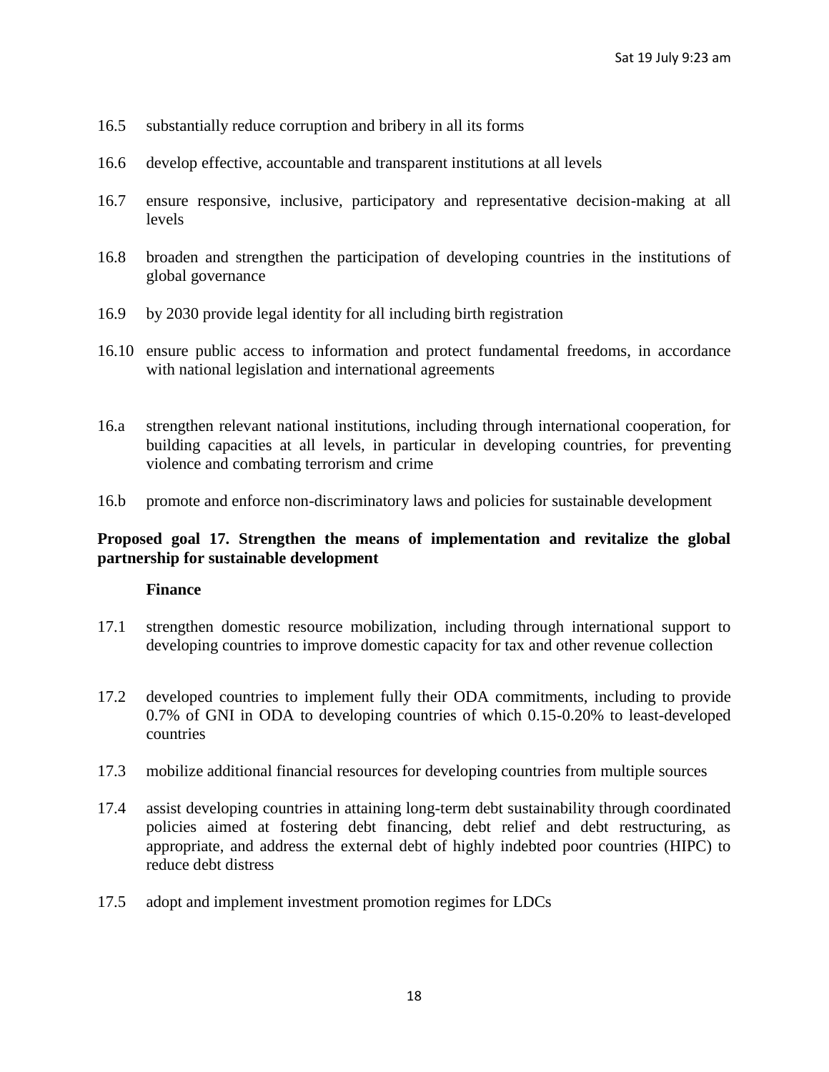16.5 substantially reduce corruption and bribery in all its forms

16.6 develop effective, accountable and transparent institutions at all levels

16.7 ensure responsive, inclusive, participatory and representative decision-making at all levels

16.8 broaden and strengthen the participation of developing countries in the institutions of global governance

16.9 by 2030 provide legal identity for all including birth registration

16.10 ensure public access to information and protect fundamental freedoms, in accordance with national legislation and international agreements

16.a strengthen relevant national institutions, including through international cooperation, for building capacities at all levels, in particular in developing countries, for preventing violence and combating terrorism and crime

16.b promote and enforce non-discriminatory laws and policies for sustainable development

**Proposed goal 17. Strengthen the means of implementation and revitalize the global partnership for sustainable development**

**Finance**

17.1 strengthen domestic resource mobilization, including through international support to developing countries to improve domestic capacity for tax and other revenue collection

17.2 developed countries to implement fully their ODA commitments, including to provide 0.7% of GNI in ODA to developing countries of which 0.15-0.20% to least-developed countries

17.3 mobilize additional financial resources for developing countries from multiple sources

17.4 assist developing countries in attaining long-term debt sustainability through coordinated policies aimed at fostering debt financing, debt relief and debt restructuring, as appropriate, and address the external debt of highly indebted poor countries (HIPC) to reduce debt distress

17.5 adopt and implement investment promotion regimes for LDCs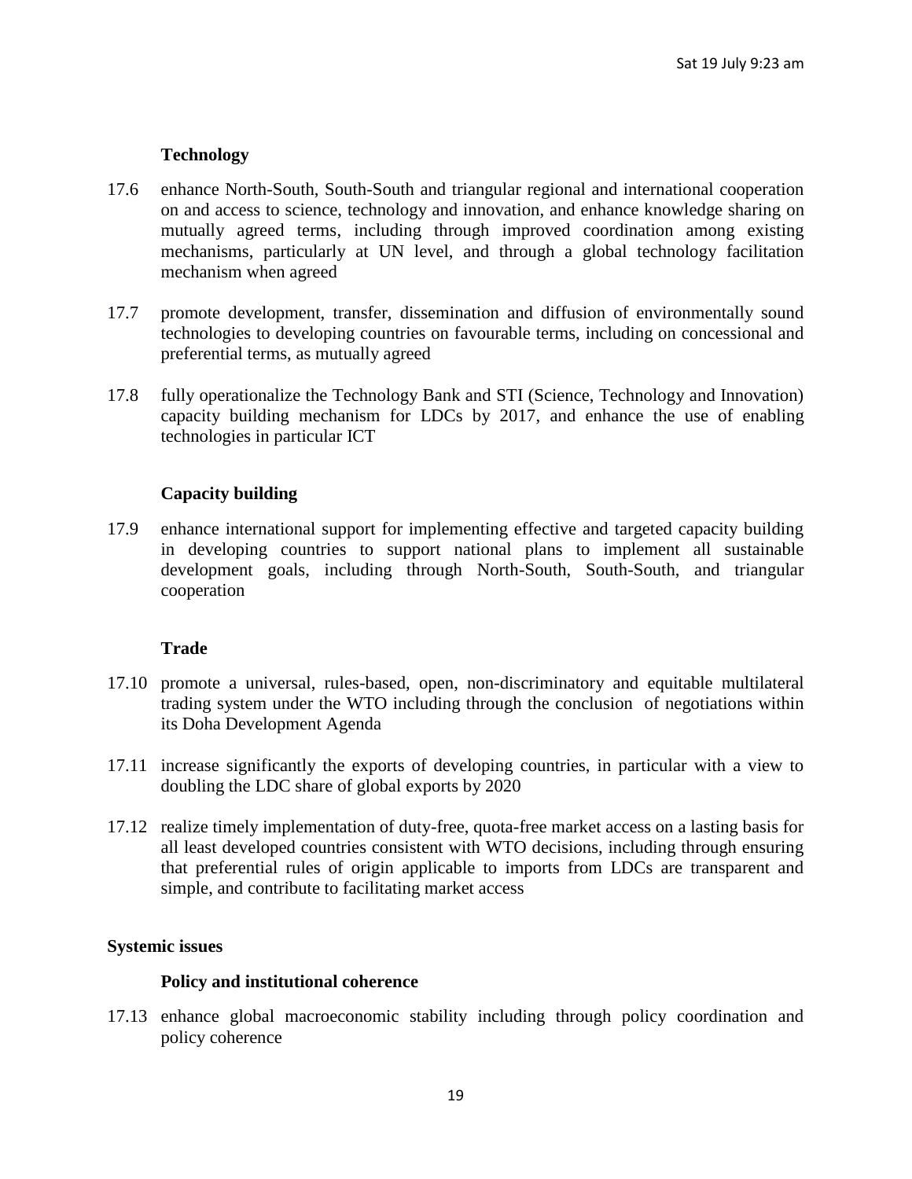### Technology

17.6 enhance North-South, South-South and triangular regional and international cooperation on and access to science, technology and innovation, and enhance knowledge sharing on mutually agreed terms, including through improved coordination among existing mechanisms, particularly at UN level, and through a global technology facilitation mechanism when agreed

17.7 promote development, transfer, dissemination and diffusion of environmentally sound technologies to developing countries on favourable terms, including on concessional and preferential terms, as mutually agreed

17.8 fully operationalize the Technology Bank and STI (Science, Technology and Innovation) capacity building mechanism for LDCs by 2017, and enhance the use of enabling technologies in particular ICT

### Capacity building

17.9 enhance international support for implementing effective and targeted capacity building in developing countries to support national plans to implement all sustainable development goals, including through North-South, South-South, and triangular cooperation

### Trade

17.10 promote a universal, rules-based, open, non-discriminatory and equitable multilateral trading system under the WTO including through the conclusion of negotiations within its Doha Development Agenda

17.11 increase significantly the exports of developing countries, in particular with a view to doubling the LDC share of global exports by 2020

17.12 realize timely implementation of duty-free, quota-free market access on a lasting basis for all least developed countries consistent with WTO decisions, including through ensuring that preferential rules of origin applicable to imports from LDCs are transparent and simple, and contribute to facilitating market access

## Systemic issues

### Policy and institutional coherence

17.13 enhance global macroeconomic stability including through policy coordination and policy coherence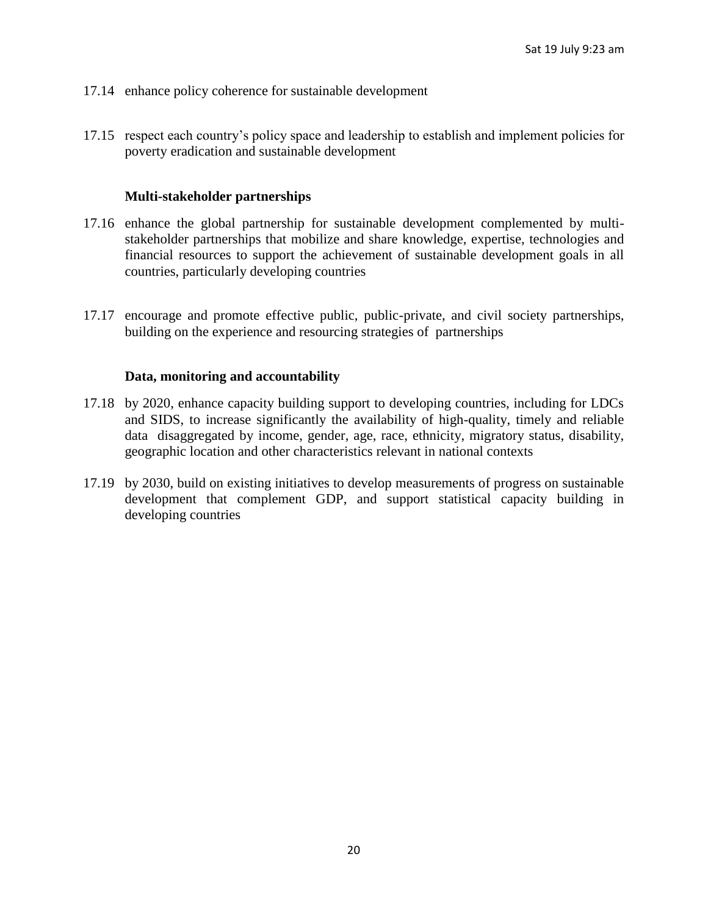17.14 enhance policy coherence for sustainable development

17.15 respect each country's policy space and leadership to establish and implement policies for poverty eradication and sustainable development

**Multi-stakeholder partnerships**

17.16 enhance the global partnership for sustainable development complemented by multi-stakeholder partnerships that mobilize and share knowledge, expertise, technologies and financial resources to support the achievement of sustainable development goals in all countries, particularly developing countries

17.17 encourage and promote effective public, public-private, and civil society partnerships, building on the experience and resourcing strategies of partnerships

**Data, monitoring and accountability**

17.18 by 2020, enhance capacity building support to developing countries, including for LDCs and SIDS, to increase significantly the availability of high-quality, timely and reliable data disaggregated by income, gender, age, race, ethnicity, migratory status, disability, geographic location and other characteristics relevant in national contexts

17.19 by 2030, build on existing initiatives to develop measurements of progress on sustainable development that complement GDP, and support statistical capacity building in developing countries